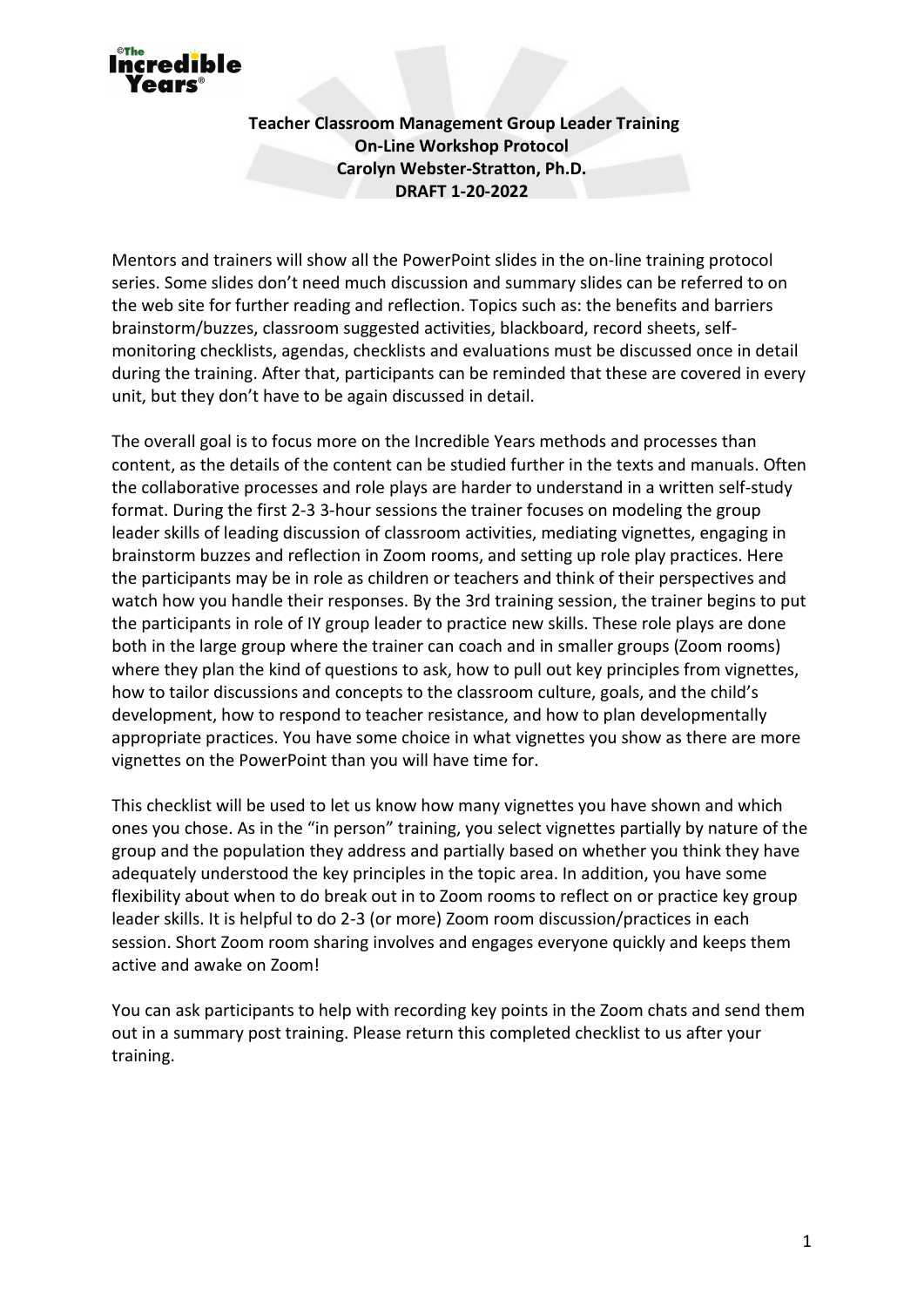**Teacher Classroom Management Group Leader Training**
**On-Line Workshop Protocol**
**Carolyn Webster-Stratton, Ph.D.**
**DRAFT 1-20-2022**

Mentors and trainers will show all the PowerPoint slides in the on-line training protocol series. Some slides don't need much discussion and summary slides can be referred to on the web site for further reading and reflection. Topics such as: the benefits and barriers brainstorm/buzzes, classroom suggested activities, blackboard, record sheets, self-monitoring checklists, agendas, checklists and evaluations must be discussed once in detail during the training. After that, participants can be reminded that these are covered in every unit, but they don't have to be again discussed in detail.

The overall goal is to focus more on the Incredible Years methods and processes than content, as the details of the content can be studied further in the texts and manuals. Often the collaborative processes and role plays are harder to understand in a written self-study format. During the first 2-3 3-hour sessions the trainer focuses on modeling the group leader skills of leading discussion of classroom activities, mediating vignettes, engaging in brainstorm buzzes and reflection in Zoom rooms, and setting up role play practices. Here the participants may be in role as children or teachers and think of their perspectives and watch how you handle their responses. By the 3rd training session, the trainer begins to put the participants in role of IY group leader to practice new skills. These role plays are done both in the large group where the trainer can coach and in smaller groups (Zoom rooms) where they plan the kind of questions to ask, how to pull out key principles from vignettes, how to tailor discussions and concepts to the classroom culture, goals, and the child's development, how to respond to teacher resistance, and how to plan developmentally appropriate practices. You have some choice in what vignettes you show as there are more vignettes on the PowerPoint than you will have time for.

This checklist will be used to let us know how many vignettes you have shown and which ones you chose. As in the "in person" training, you select vignettes partially by nature of the group and the population they address and partially based on whether you think they have adequately understood the key principles in the topic area. In addition, you have some flexibility about when to do break out in to Zoom rooms to reflect on or practice key group leader skills. It is helpful to do 2-3 (or more) Zoom room discussion/practices in each session. Short Zoom room sharing involves and engages everyone quickly and keeps them active and awake on Zoom!

You can ask participants to help with recording key points in the Zoom chats and send them out in a summary post training. Please return this completed checklist to us after your training.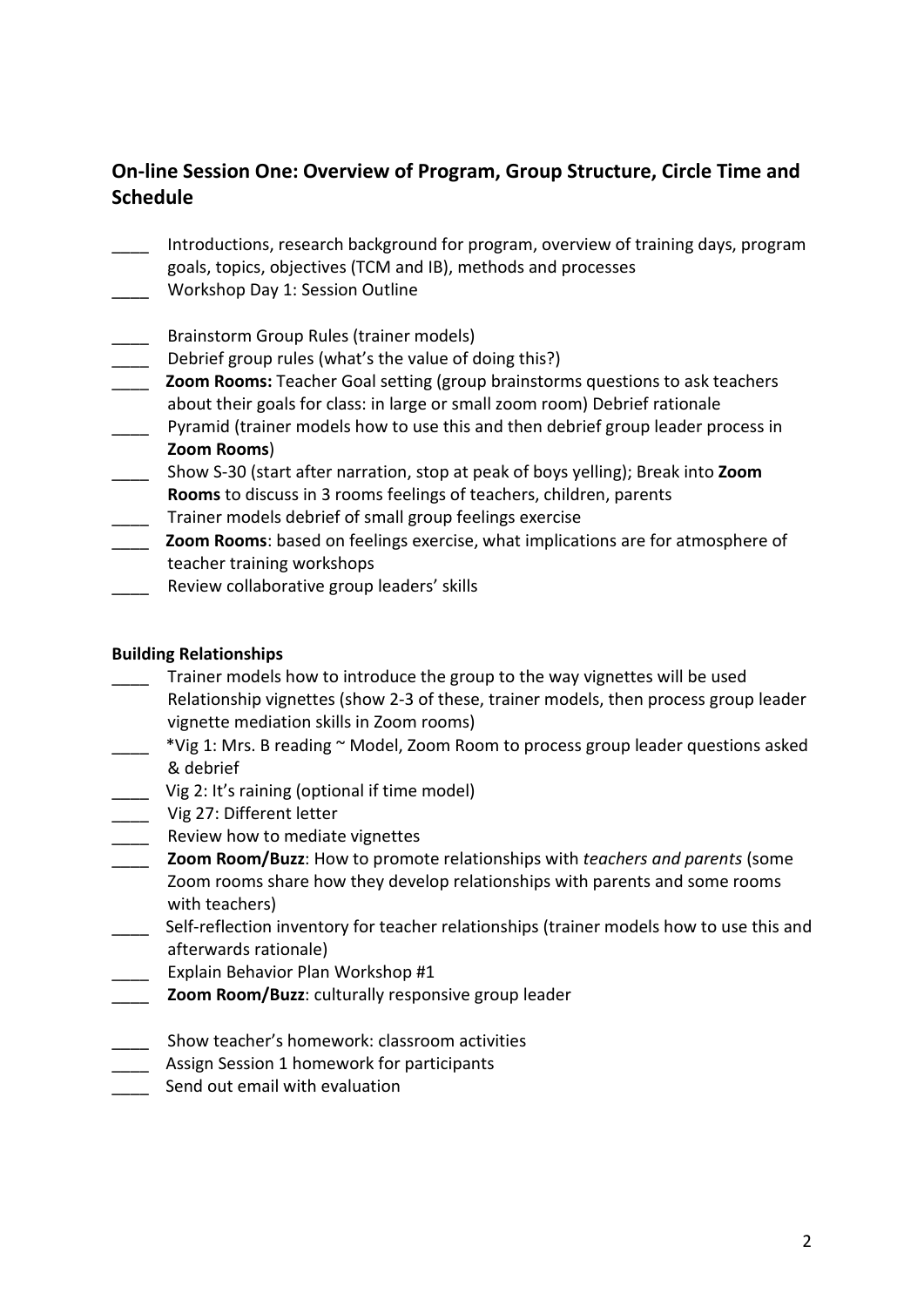## On-line Session One: Overview of Program, Group Structure, Circle Time and Schedule

____ Introductions, research background for program, overview of training days, program goals, topics, objectives (TCM and IB), methods and processes
____ Workshop Day 1: Session Outline

____ Brainstorm Group Rules (trainer models)
____ Debrief group rules (what's the value of doing this?)
____ **Zoom Rooms:** Teacher Goal setting (group brainstorms questions to ask teachers about their goals for class: in large or small zoom room) Debrief rationale
____ Pyramid (trainer models how to use this and then debrief group leader process in **Zoom Rooms**)
____ Show S-30 (start after narration, stop at peak of boys yelling); Break into **Zoom Rooms** to discuss in 3 rooms feelings of teachers, children, parents
____ Trainer models debrief of small group feelings exercise
____ **Zoom Rooms**: based on feelings exercise, what implications are for atmosphere of teacher training workshops
____ Review collaborative group leaders' skills

**Building Relationships**

____ Trainer models how to introduce the group to the way vignettes will be used Relationship vignettes (show 2-3 of these, trainer models, then process group leader vignette mediation skills in Zoom rooms)
____ *Vig 1: Mrs. B reading ~ Model, Zoom Room to process group leader questions asked & debrief
____ Vig 2: It's raining (optional if time model)
____ Vig 27: Different letter
____ Review how to mediate vignettes
____ **Zoom Room/Buzz**: How to promote relationships with *teachers and parents* (some Zoom rooms share how they develop relationships with parents and some rooms with teachers)
____ Self-reflection inventory for teacher relationships (trainer models how to use this and afterwards rationale)
____ Explain Behavior Plan Workshop #1
____ **Zoom Room/Buzz**: culturally responsive group leader

____ Show teacher's homework: classroom activities
____ Assign Session 1 homework for participants
____ Send out email with evaluation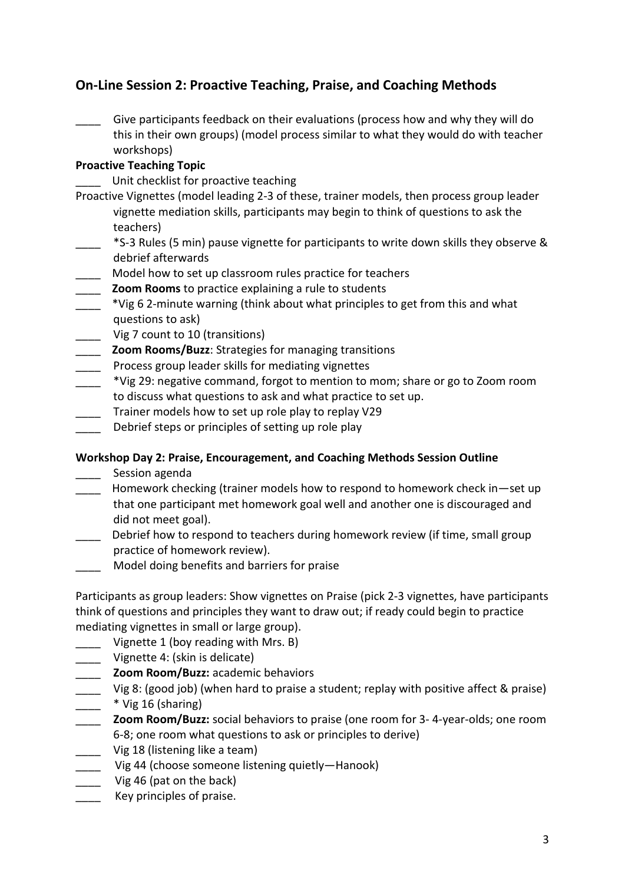## On-Line Session 2: Proactive Teaching, Praise, and Coaching Methods

\_\_\_\_ Give participants feedback on their evaluations (process how and why they will do this in their own groups) (model process similar to what they would do with teacher workshops)

**Proactive Teaching Topic**

\_\_\_\_ Unit checklist for proactive teaching

Proactive Vignettes (model leading 2-3 of these, trainer models, then process group leader vignette mediation skills, participants may begin to think of questions to ask the teachers)

\_\_\_\_ *S-3 Rules (5 min) pause vignette for participants to write down skills they observe & debrief afterwards

\_\_\_\_ Model how to set up classroom rules practice for teachers

\_\_\_\_ **Zoom Rooms** to practice explaining a rule to students

\_\_\_\_ *Vig 6 2-minute warning (think about what principles to get from this and what questions to ask)

\_\_\_\_ Vig 7 count to 10 (transitions)

\_\_\_\_ **Zoom Rooms/Buzz**: Strategies for managing transitions

\_\_\_\_ Process group leader skills for mediating vignettes

\_\_\_\_ *Vig 29: negative command, forgot to mention to mom; share or go to Zoom room to discuss what questions to ask and what practice to set up.

\_\_\_\_ Trainer models how to set up role play to replay V29

\_\_\_\_ Debrief steps or principles of setting up role play

**Workshop Day 2: Praise, Encouragement, and Coaching Methods Session Outline**

\_\_\_\_ Session agenda

\_\_\_\_ Homework checking (trainer models how to respond to homework check in—set up that one participant met homework goal well and another one is discouraged and did not meet goal).

\_\_\_\_ Debrief how to respond to teachers during homework review (if time, small group practice of homework review).

\_\_\_\_ Model doing benefits and barriers for praise

Participants as group leaders: Show vignettes on Praise (pick 2-3 vignettes, have participants think of questions and principles they want to draw out; if ready could begin to practice mediating vignettes in small or large group).

\_\_\_\_ Vignette 1 (boy reading with Mrs. B)

\_\_\_\_ Vignette 4: (skin is delicate)

\_\_\_\_ **Zoom Room/Buzz:** academic behaviors

\_\_\_\_ Vig 8: (good job) (when hard to praise a student; replay with positive affect & praise)

\_\_\_\_ * Vig 16 (sharing)

\_\_\_\_ **Zoom Room/Buzz:** social behaviors to praise (one room for 3- 4-year-olds; one room 6-8; one room what questions to ask or principles to derive)

\_\_\_\_ Vig 18 (listening like a team)

\_\_\_\_ Vig 44 (choose someone listening quietly—Hanook)

\_\_\_\_ Vig 46 (pat on the back)

\_\_\_\_ Key principles of praise.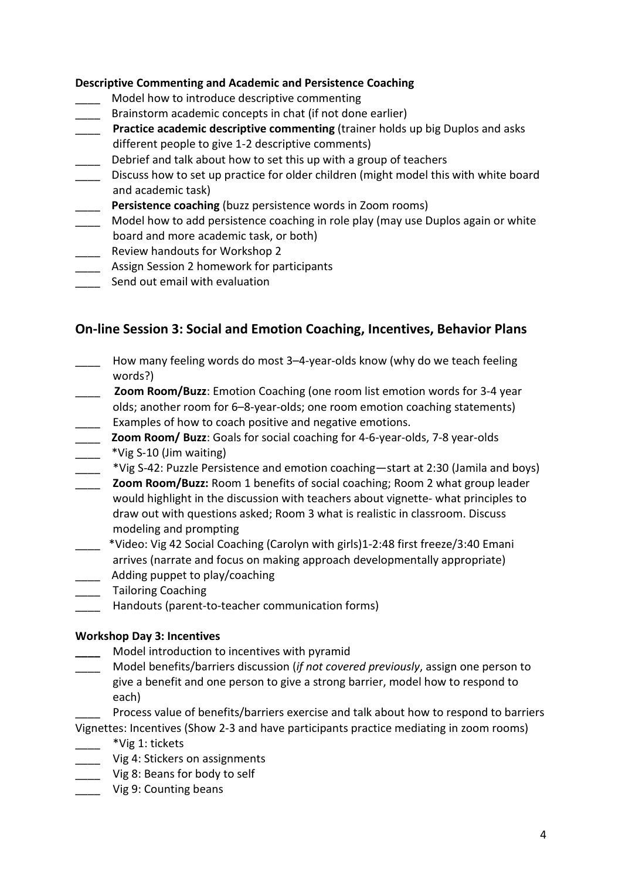**Descriptive Commenting and Academic and Persistence Coaching**

- ____ Model how to introduce descriptive commenting
- ____ Brainstorm academic concepts in chat (if not done earlier)
- ____ **Practice academic descriptive commenting** (trainer holds up big Duplos and asks different people to give 1-2 descriptive comments)
- ____ Debrief and talk about how to set this up with a group of teachers
- ____ Discuss how to set up practice for older children (might model this with white board and academic task)
- ____ **Persistence coaching** (buzz persistence words in Zoom rooms)
- ____ Model how to add persistence coaching in role play (may use Duplos again or white board and more academic task, or both)
- ____ Review handouts for Workshop 2
- ____ Assign Session 2 homework for participants
- ____ Send out email with evaluation

## On-line Session 3: Social and Emotion Coaching, Incentives, Behavior Plans

- ____ How many feeling words do most 3–4-year-olds know (why do we teach feeling words?)
- ____ **Zoom Room/Buzz**: Emotion Coaching (one room list emotion words for 3-4 year olds; another room for 6–8-year-olds; one room emotion coaching statements)
- ____ Examples of how to coach positive and negative emotions.
- ____ **Zoom Room/ Buzz**: Goals for social coaching for 4-6-year-olds, 7-8 year-olds
- ____ *Vig S-10 (Jim waiting)
- ____ *Vig S-42: Puzzle Persistence and emotion coaching—start at 2:30 (Jamila and boys)
- ____ **Zoom Room/Buzz:** Room 1 benefits of social coaching; Room 2 what group leader would highlight in the discussion with teachers about vignette- what principles to draw out with questions asked; Room 3 what is realistic in classroom. Discuss modeling and prompting
- ____ *Video: Vig 42 Social Coaching (Carolyn with girls)1-2:48 first freeze/3:40 Emani arrives (narrate and focus on making approach developmentally appropriate)
- ____ Adding puppet to play/coaching
- ____ Tailoring Coaching
- ____ Handouts (parent-to-teacher communication forms)

**Workshop Day 3: Incentives**

- ____ Model introduction to incentives with pyramid
- ____ Model benefits/barriers discussion (*if not covered previously*, assign one person to give a benefit and one person to give a strong barrier, model how to respond to each)
- ____ Process value of benefits/barriers exercise and talk about how to respond to barriers

Vignettes: Incentives (Show 2-3 and have participants practice mediating in zoom rooms)

- ____ *Vig 1: tickets
- ____ Vig 4: Stickers on assignments
- ____ Vig 8: Beans for body to self
- ____ Vig 9: Counting beans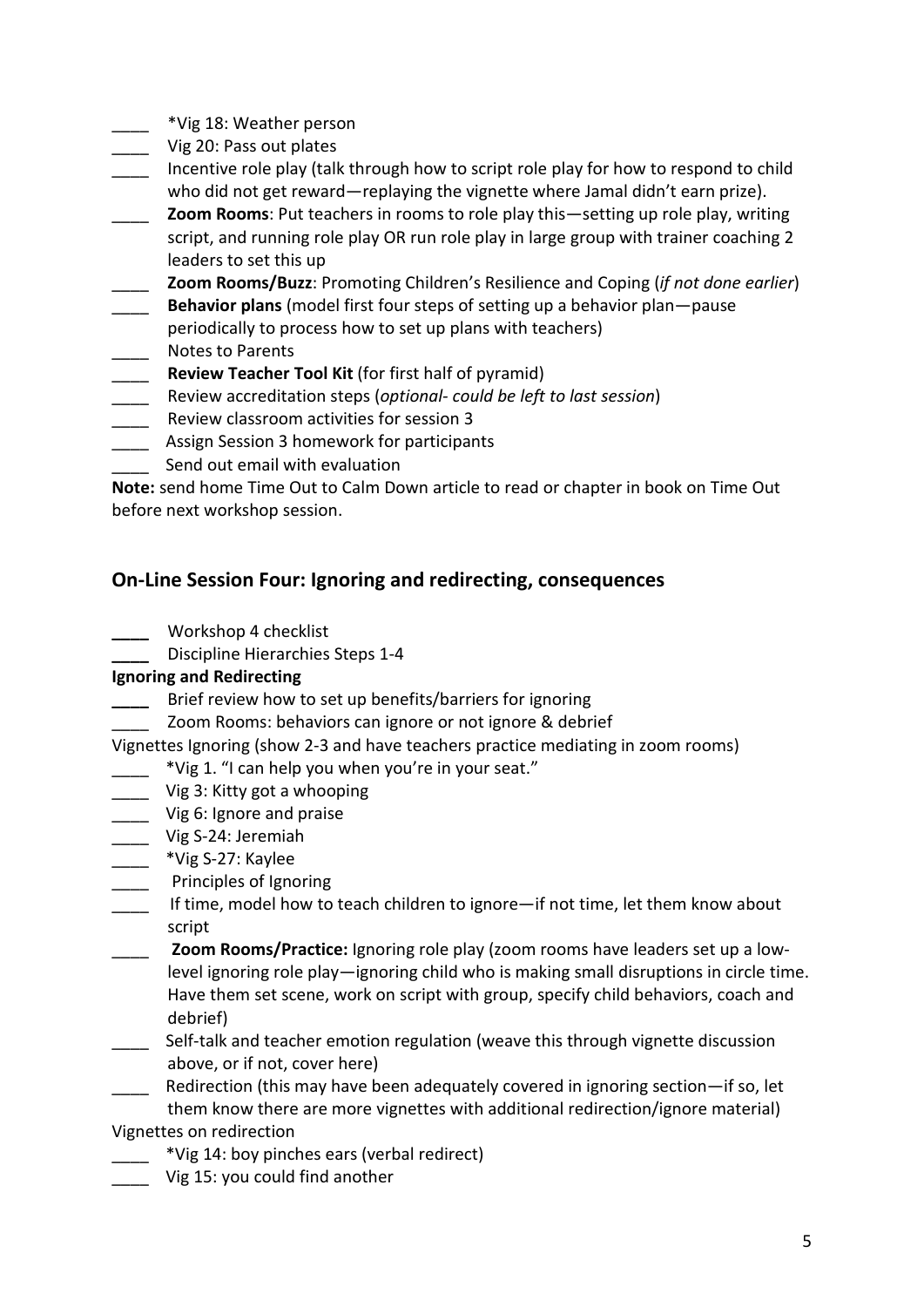- ____ *Vig 18: Weather person
- ____ Vig 20: Pass out plates
- ____ Incentive role play (talk through how to script role play for how to respond to child who did not get reward—replaying the vignette where Jamal didn't earn prize).
- ____ **Zoom Rooms**: Put teachers in rooms to role play this—setting up role play, writing script, and running role play OR run role play in large group with trainer coaching 2 leaders to set this up
- ____ **Zoom Rooms/Buzz**: Promoting Children's Resilience and Coping (*if not done earlier*)
- ____ **Behavior plans** (model first four steps of setting up a behavior plan—pause periodically to process how to set up plans with teachers)
- ____ Notes to Parents
- ____ **Review Teacher Tool Kit** (for first half of pyramid)
- ____ Review accreditation steps (*optional- could be left to last session*)
- ____ Review classroom activities for session 3
- ____ Assign Session 3 homework for participants
- ____ Send out email with evaluation

**Note:** send home Time Out to Calm Down article to read or chapter in book on Time Out before next workshop session.

## On-Line Session Four: Ignoring and redirecting, consequences

- **____** Workshop 4 checklist
- **____** Discipline Hierarchies Steps 1-4

**Ignoring and Redirecting**

- **____** Brief review how to set up benefits/barriers for ignoring
- ____ Zoom Rooms: behaviors can ignore or not ignore & debrief

Vignettes Ignoring (show 2-3 and have teachers practice mediating in zoom rooms)

- ____ *Vig 1. "I can help you when you're in your seat."
- ____ Vig 3: Kitty got a whooping
- ____ Vig 6: Ignore and praise
- ____ Vig S-24: Jeremiah
- ____ *Vig S-27: Kaylee
- ____ Principles of Ignoring
- ____ If time, model how to teach children to ignore—if not time, let them know about script
- ____ **Zoom Rooms/Practice:** Ignoring role play (zoom rooms have leaders set up a low-level ignoring role play—ignoring child who is making small disruptions in circle time. Have them set scene, work on script with group, specify child behaviors, coach and debrief)
- ____ Self-talk and teacher emotion regulation (weave this through vignette discussion above, or if not, cover here)
- ____ Redirection (this may have been adequately covered in ignoring section—if so, let them know there are more vignettes with additional redirection/ignore material)

Vignettes on redirection

- ____ *Vig 14: boy pinches ears (verbal redirect)
- ____ Vig 15: you could find another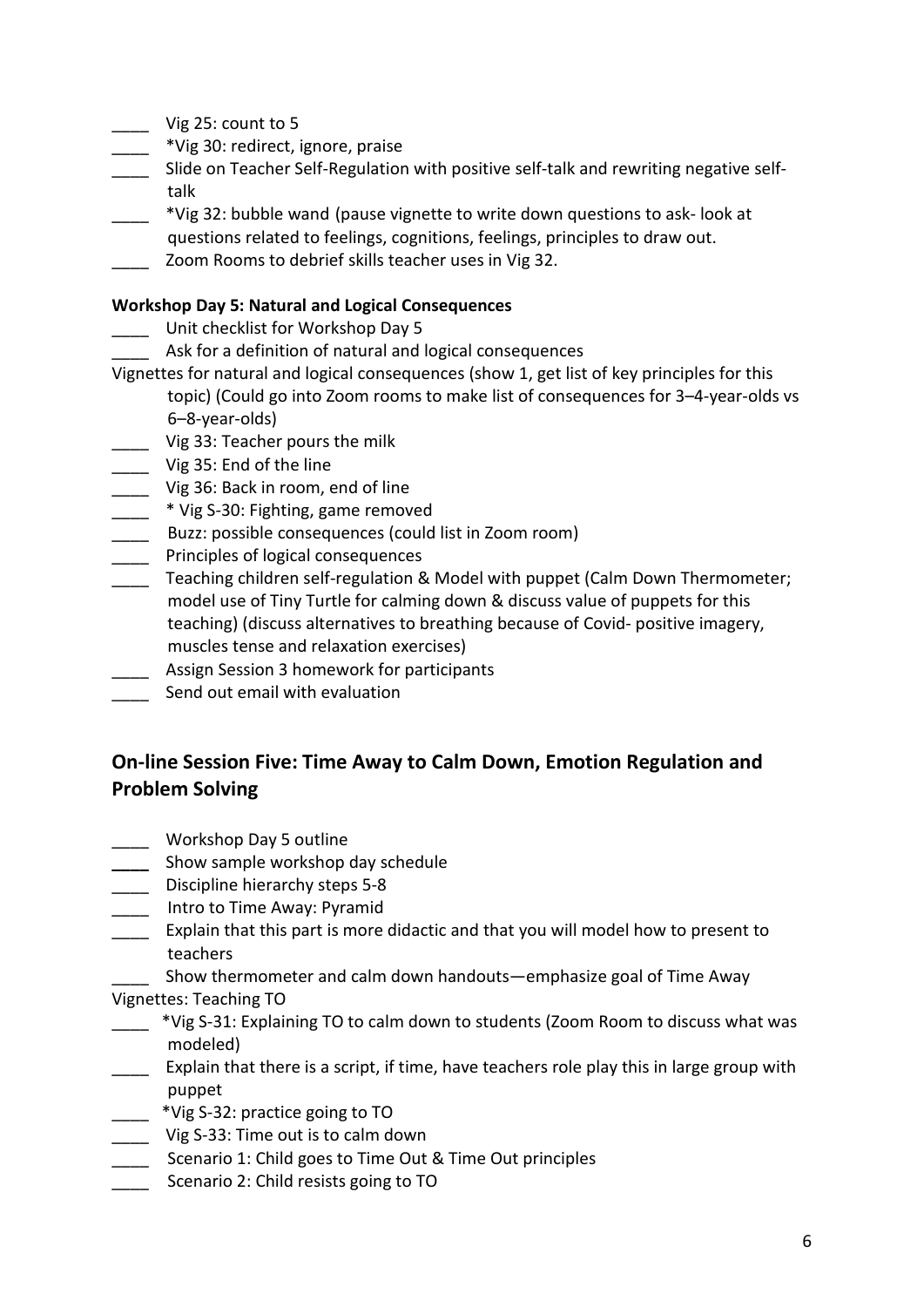____ Vig 25: count to 5

____ *Vig 30: redirect, ignore, praise

____ Slide on Teacher Self-Regulation with positive self-talk and rewriting negative self-talk

____ *Vig 32: bubble wand (pause vignette to write down questions to ask- look at questions related to feelings, cognitions, feelings, principles to draw out.

____ Zoom Rooms to debrief skills teacher uses in Vig 32.

**Workshop Day 5: Natural and Logical Consequences**

____ Unit checklist for Workshop Day 5

____ Ask for a definition of natural and logical consequences

Vignettes for natural and logical consequences (show 1, get list of key principles for this topic) (Could go into Zoom rooms to make list of consequences for 3–4-year-olds vs 6–8-year-olds)

____ Vig 33: Teacher pours the milk

____ Vig 35: End of the line

____ Vig 36: Back in room, end of line

____ * Vig S-30: Fighting, game removed

____ Buzz: possible consequences (could list in Zoom room)

____ Principles of logical consequences

____ Teaching children self-regulation & Model with puppet (Calm Down Thermometer; model use of Tiny Turtle for calming down & discuss value of puppets for this teaching) (discuss alternatives to breathing because of Covid- positive imagery, muscles tense and relaxation exercises)

____ Assign Session 3 homework for participants

____ Send out email with evaluation

## On-line Session Five: Time Away to Calm Down, Emotion Regulation and Problem Solving

____ Workshop Day 5 outline

____ Show sample workshop day schedule

____ Discipline hierarchy steps 5-8

____ Intro to Time Away: Pyramid

____ Explain that this part is more didactic and that you will model how to present to teachers

____ Show thermometer and calm down handouts—emphasize goal of Time Away

Vignettes: Teaching TO

____ *Vig S-31: Explaining TO to calm down to students (Zoom Room to discuss what was modeled)

____ Explain that there is a script, if time, have teachers role play this in large group with puppet

____ *Vig S-32: practice going to TO

____ Vig S-33: Time out is to calm down

____ Scenario 1: Child goes to Time Out & Time Out principles

____ Scenario 2: Child resists going to TO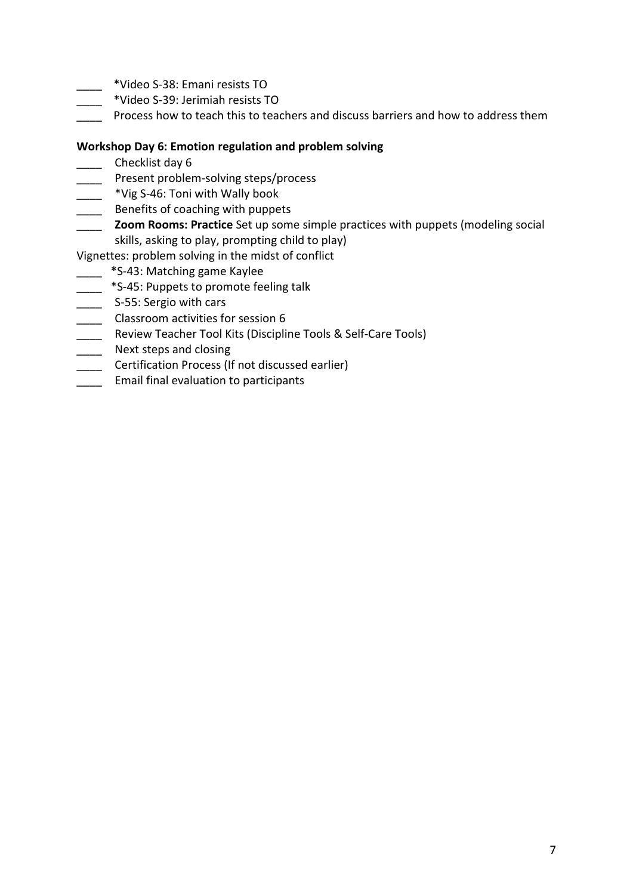____ *Video S-38: Emani resists TO
____ *Video S-39: Jerimiah resists TO
____ Process how to teach this to teachers and discuss barriers and how to address them

**Workshop Day 6: Emotion regulation and problem solving**

____ Checklist day 6
____ Present problem-solving steps/process
____ *Vig S-46: Toni with Wally book
____ Benefits of coaching with puppets
____ **Zoom Rooms: Practice** Set up some simple practices with puppets (modeling social skills, asking to play, prompting child to play)

Vignettes: problem solving in the midst of conflict

____ *S-43: Matching game Kaylee
____ *S-45: Puppets to promote feeling talk
____ S-55: Sergio with cars
____ Classroom activities for session 6
____ Review Teacher Tool Kits (Discipline Tools & Self-Care Tools)
____ Next steps and closing
____ Certification Process (If not discussed earlier)
____ Email final evaluation to participants